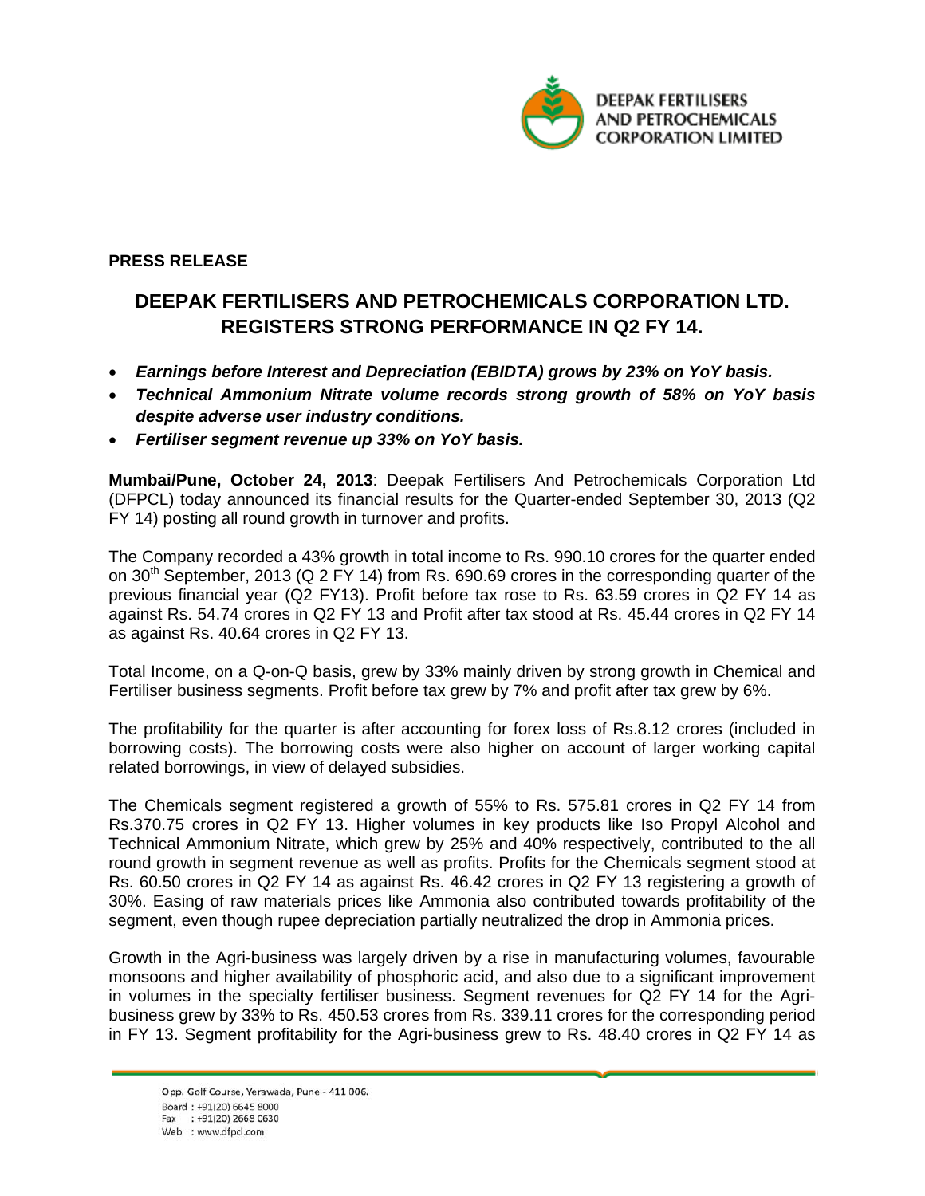**PRESS RELEASE**

# DEEPAK FERTILISERS AND PETROCHEMICALS CORPORATION LTD. REGISTERS STRONG PERFORMANCE IN Q2 FY 14.

- ***Earnings before Interest and Depreciation (EBIDTA) grows by 23% on YoY basis.***
- ***Technical Ammonium Nitrate volume records strong growth of 58% on YoY basis despite adverse user industry conditions.***
- ***Fertiliser segment revenue up 33% on YoY basis.***

**Mumbai/Pune, October 24, 2013**: Deepak Fertilisers And Petrochemicals Corporation Ltd (DFPCL) today announced its financial results for the Quarter-ended September 30, 2013 (Q2 FY 14) posting all round growth in turnover and profits.

The Company recorded a 43% growth in total income to Rs. 990.10 crores for the quarter ended on 30th September, 2013 (Q 2 FY 14) from Rs. 690.69 crores in the corresponding quarter of the previous financial year (Q2 FY13). Profit before tax rose to Rs. 63.59 crores in Q2 FY 14 as against Rs. 54.74 crores in Q2 FY 13 and Profit after tax stood at Rs. 45.44 crores in Q2 FY 14 as against Rs. 40.64 crores in Q2 FY 13.

Total Income, on a Q-on-Q basis, grew by 33% mainly driven by strong growth in Chemical and Fertiliser business segments. Profit before tax grew by 7% and profit after tax grew by 6%.

The profitability for the quarter is after accounting for forex loss of Rs.8.12 crores (included in borrowing costs). The borrowing costs were also higher on account of larger working capital related borrowings, in view of delayed subsidies.

The Chemicals segment registered a growth of 55% to Rs. 575.81 crores in Q2 FY 14 from Rs.370.75 crores in Q2 FY 13. Higher volumes in key products like Iso Propyl Alcohol and Technical Ammonium Nitrate, which grew by 25% and 40% respectively, contributed to the all round growth in segment revenue as well as profits. Profits for the Chemicals segment stood at Rs. 60.50 crores in Q2 FY 14 as against Rs. 46.42 crores in Q2 FY 13 registering a growth of 30%. Easing of raw materials prices like Ammonia also contributed towards profitability of the segment, even though rupee depreciation partially neutralized the drop in Ammonia prices.

Growth in the Agri-business was largely driven by a rise in manufacturing volumes, favourable monsoons and higher availability of phosphoric acid, and also due to a significant improvement in volumes in the specialty fertiliser business. Segment revenues for Q2 FY 14 for the Agri-business grew by 33% to Rs. 450.53 crores from Rs. 339.11 crores for the corresponding period in FY 13. Segment profitability for the Agri-business grew to Rs. 48.40 crores in Q2 FY 14 as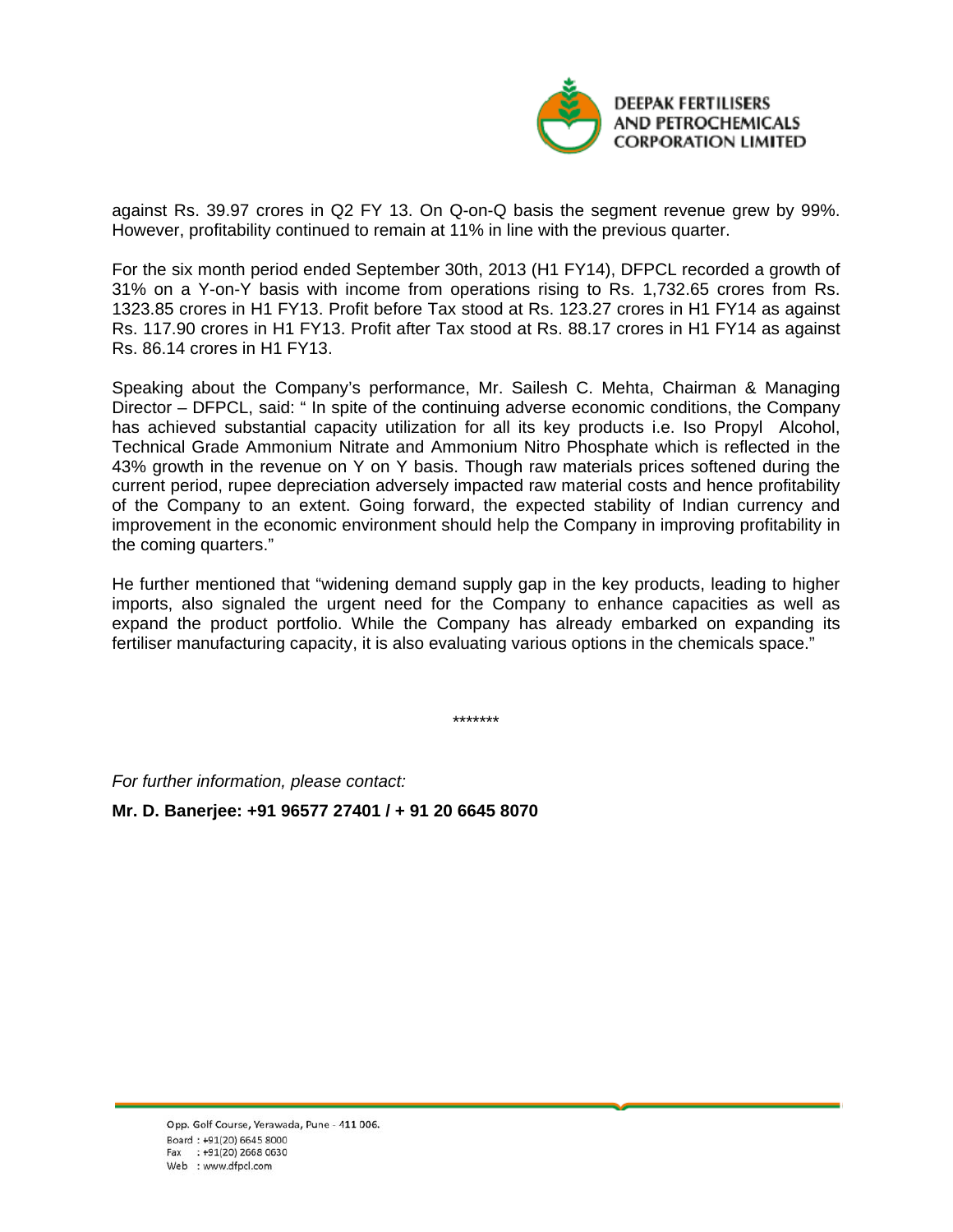against Rs. 39.97 crores in Q2 FY 13. On Q-on-Q basis the segment revenue grew by 99%. However, profitability continued to remain at 11% in line with the previous quarter.

For the six month period ended September 30th, 2013 (H1 FY14), DFPCL recorded a growth of 31% on a Y-on-Y basis with income from operations rising to Rs. 1,732.65 crores from Rs. 1323.85 crores in H1 FY13. Profit before Tax stood at Rs. 123.27 crores in H1 FY14 as against Rs. 117.90 crores in H1 FY13. Profit after Tax stood at Rs. 88.17 crores in H1 FY14 as against Rs. 86.14 crores in H1 FY13.

Speaking about the Company's performance, Mr. Sailesh C. Mehta, Chairman & Managing Director – DFPCL, said: " In spite of the continuing adverse economic conditions, the Company has achieved substantial capacity utilization for all its key products i.e. Iso Propyl Alcohol, Technical Grade Ammonium Nitrate and Ammonium Nitro Phosphate which is reflected in the 43% growth in the revenue on Y on Y basis. Though raw materials prices softened during the current period, rupee depreciation adversely impacted raw material costs and hence profitability of the Company to an extent. Going forward, the expected stability of Indian currency and improvement in the economic environment should help the Company in improving profitability in the coming quarters."

He further mentioned that "widening demand supply gap in the key products, leading to higher imports, also signaled the urgent need for the Company to enhance capacities as well as expand the product portfolio. While the Company has already embarked on expanding its fertiliser manufacturing capacity, it is also evaluating various options in the chemicals space."

*******

*For further information, please contact:*

**Mr. D. Banerjee: +91 96577 27401 / + 91 20 6645 8070**

Opp. Golf Course, Yerawada, Pune - 411 006.
Board : +91(20) 6645 8000
Fax : +91(20) 2668 0630
Web : www.dfpcl.com